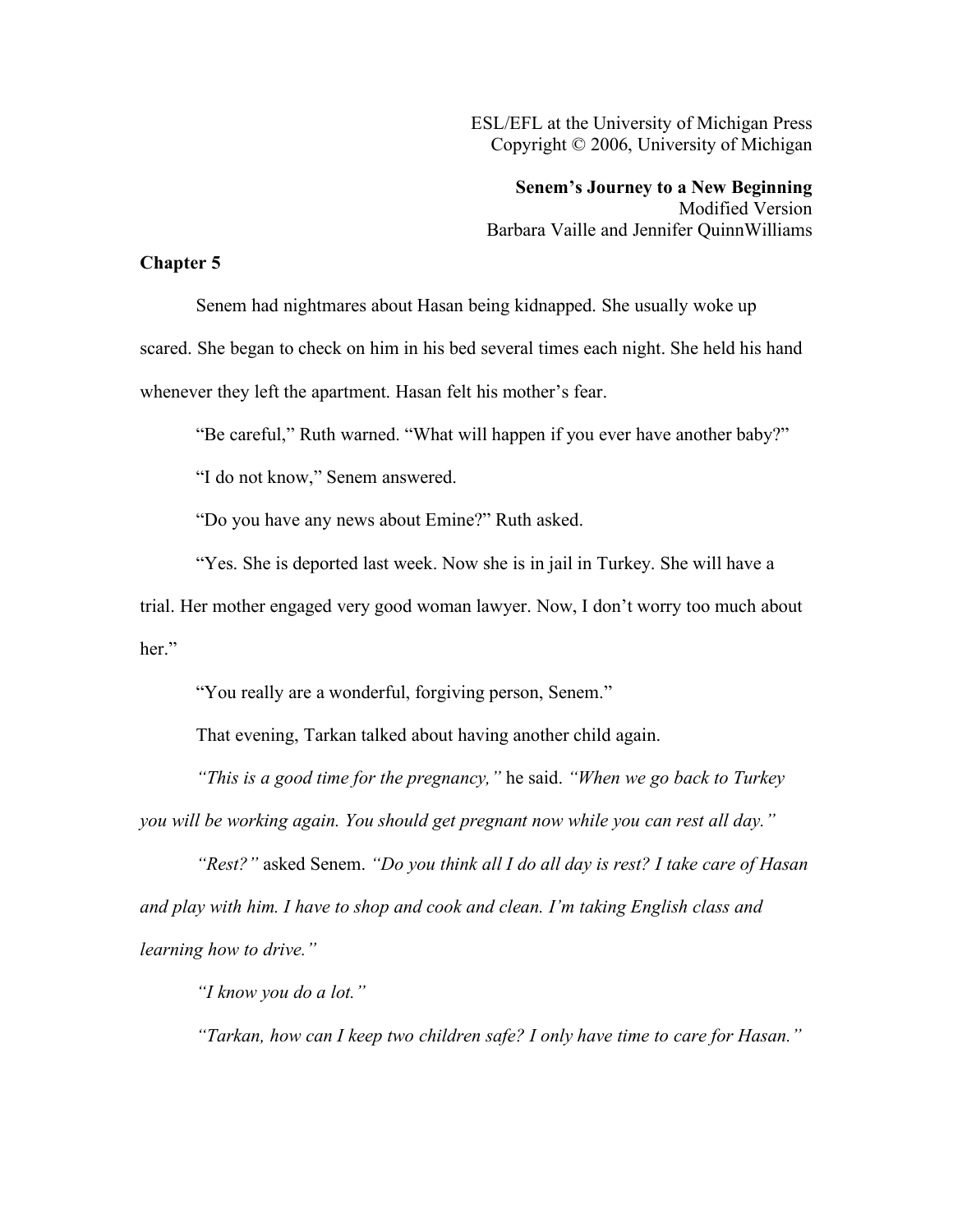ESL/EFL at the University of Michigan Press
Copyright © 2006, University of Michigan

**Senem's Journey to a New Beginning**
Modified Version
Barbara Vaille and Jennifer QuinnWilliams

**Chapter 5**

Senem had nightmares about Hasan being kidnapped. She usually woke up scared. She began to check on him in his bed several times each night. She held his hand whenever they left the apartment. Hasan felt his mother's fear.

"Be careful," Ruth warned. "What will happen if you ever have another baby?"

"I do not know," Senem answered.

"Do you have any news about Emine?" Ruth asked.

"Yes. She is deported last week. Now she is in jail in Turkey. She will have a trial. Her mother engaged very good woman lawyer. Now, I don't worry too much about her."

"You really are a wonderful, forgiving person, Senem."

That evening, Tarkan talked about having another child again.

*"This is a good time for the pregnancy,"* he said. *"When we go back to Turkey you will be working again. You should get pregnant now while you can rest all day."*

*"Rest?"* asked Senem. *"Do you think all I do all day is rest? I take care of Hasan and play with him. I have to shop and cook and clean. I'm taking English class and learning how to drive."*

*"I know you do a lot."*

*"Tarkan, how can I keep two children safe? I only have time to care for Hasan."*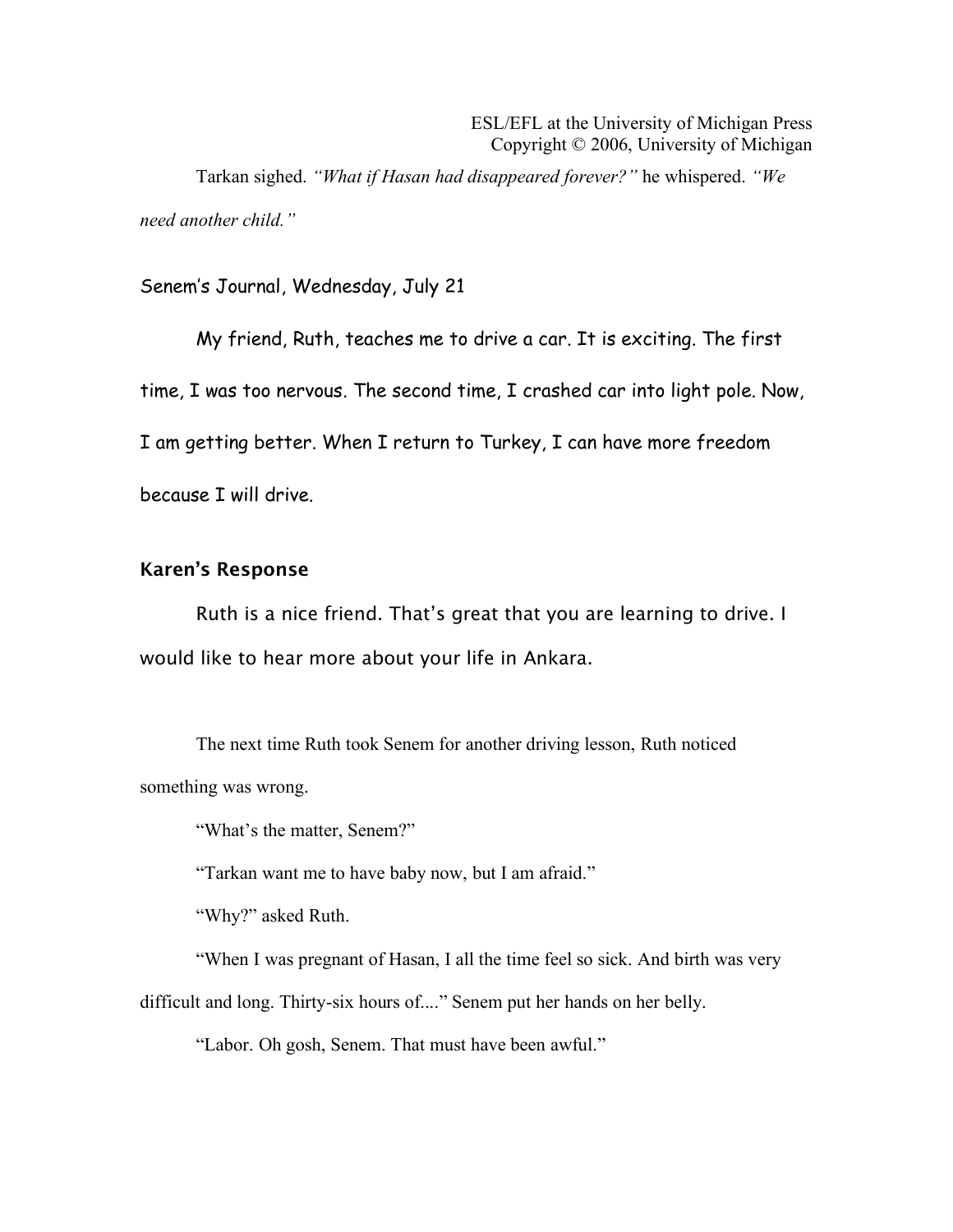Tarkan sighed. *"What if Hasan had disappeared forever?"* he whispered. *"We need another child."*

Senem's Journal, Wednesday, July 21

My friend, Ruth, teaches me to drive a car. It is exciting. The first time, I was too nervous. The second time, I crashed car into light pole. Now, I am getting better. When I return to Turkey, I can have more freedom because I will drive.

**Karen's Response**

Ruth is a nice friend. That's great that you are learning to drive. I would like to hear more about your life in Ankara.

The next time Ruth took Senem for another driving lesson, Ruth noticed something was wrong.

"What's the matter, Senem?"

"Tarkan want me to have baby now, but I am afraid."

"Why?" asked Ruth.

"When I was pregnant of Hasan, I all the time feel so sick. And birth was very difficult and long. Thirty-six hours of...." Senem put her hands on her belly.

"Labor. Oh gosh, Senem. That must have been awful."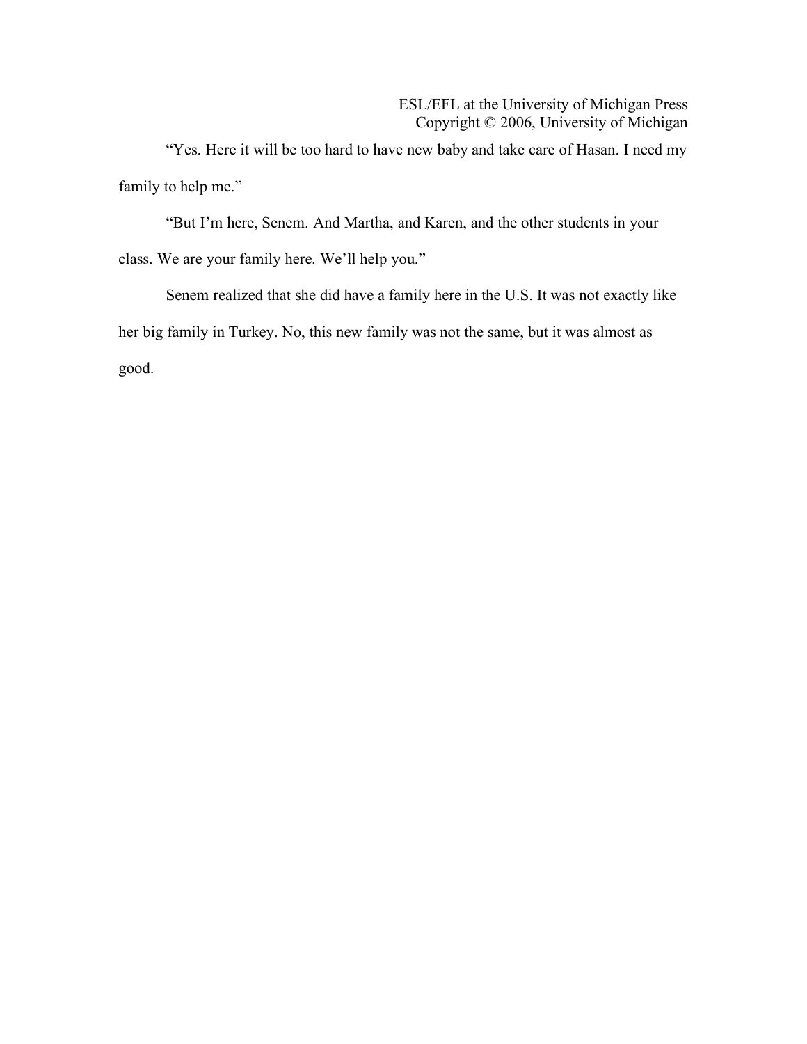"Yes. Here it will be too hard to have new baby and take care of Hasan. I need my family to help me."

"But I'm here, Senem. And Martha, and Karen, and the other students in your class. We are your family here. We'll help you."

Senem realized that she did have a family here in the U.S. It was not exactly like her big family in Turkey. No, this new family was not the same, but it was almost as good.